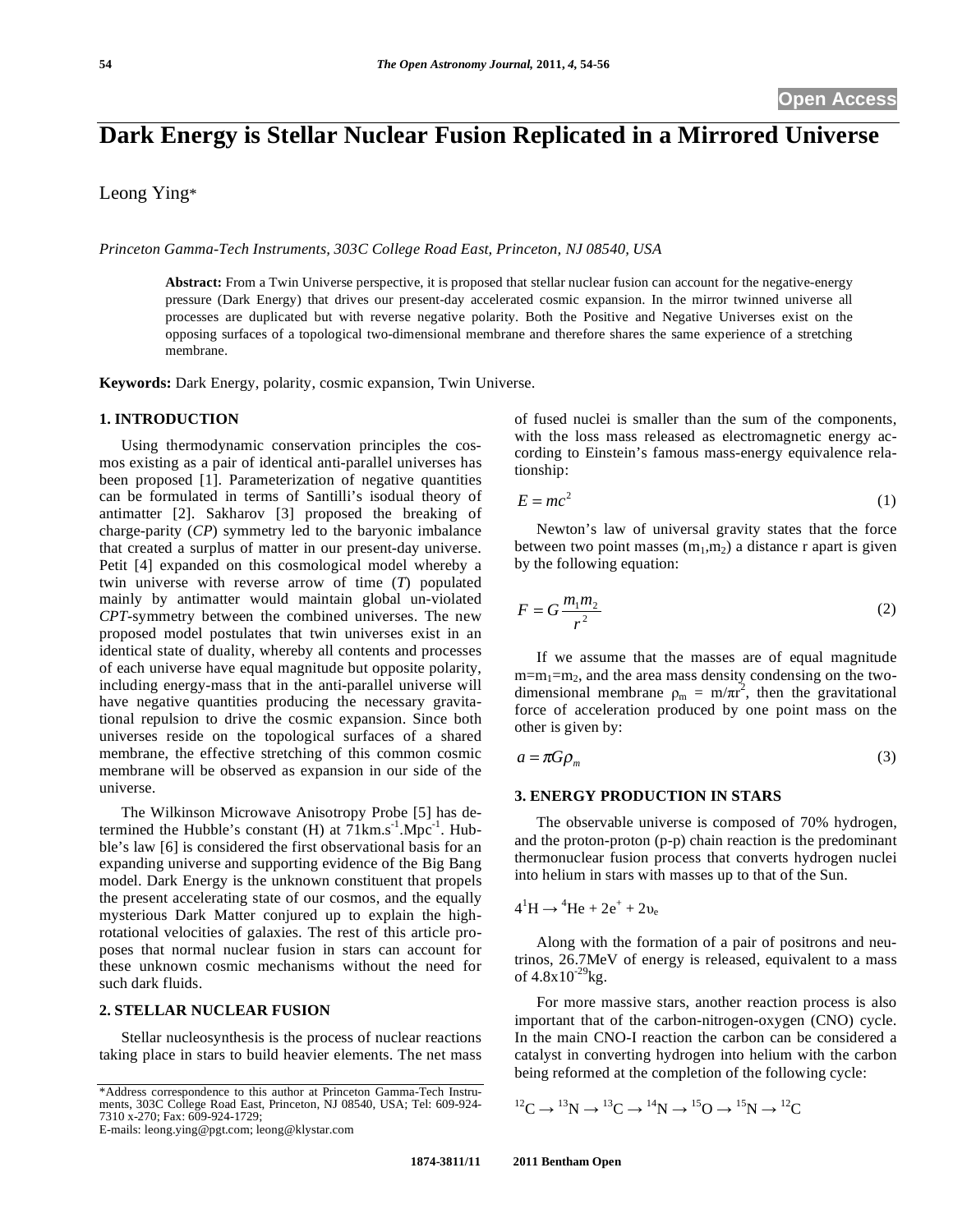Open Access

# Dark Energy is Stellar Nuclear Fusion Replicated in a Mirrored Universe

Leong Ying*

*Princeton Gamma-Tech Instruments, 303C College Road East, Princeton, NJ 08540, USA*

**Abstract:** From a Twin Universe perspective, it is proposed that stellar nuclear fusion can account for the negative-energy pressure (Dark Energy) that drives our present-day accelerated cosmic expansion. In the mirror twinned universe all processes are duplicated but with reverse negative polarity. Both the Positive and Negative Universes exist on the opposing surfaces of a topological two-dimensional membrane and therefore shares the same experience of a stretching membrane.

**Keywords:** Dark Energy, polarity, cosmic expansion, Twin Universe.

## 1. INTRODUCTION

Using thermodynamic conservation principles the cosmos existing as a pair of identical anti-parallel universes has been proposed [1]. Parameterization of negative quantities can be formulated in terms of Santilli's isodual theory of antimatter [2]. Sakharov [3] proposed the breaking of charge-parity (*CP*) symmetry led to the baryonic imbalance that created a surplus of matter in our present-day universe. Petit [4] expanded on this cosmological model whereby a twin universe with reverse arrow of time (*T*) populated mainly by antimatter would maintain global un-violated *CPT*-symmetry between the combined universes. The new proposed model postulates that twin universes exist in an identical state of duality, whereby all contents and processes of each universe have equal magnitude but opposite polarity, including energy-mass that in the anti-parallel universe will have negative quantities producing the necessary gravitational repulsion to drive the cosmic expansion. Since both universes reside on the topological surfaces of a shared membrane, the effective stretching of this common cosmic membrane will be observed as expansion in our side of the universe.

The Wilkinson Microwave Anisotropy Probe [5] has determined the Hubble's constant (H) at $71\text{km.s}^{-1}.\text{Mpc}^{-1}$. Hubble's law [6] is considered the first observational basis for an expanding universe and supporting evidence of the Big Bang model. Dark Energy is the unknown constituent that propels the present accelerating state of our cosmos, and the equally mysterious Dark Matter conjured up to explain the high-rotational velocities of galaxies. The rest of this article proposes that normal nuclear fusion in stars can account for these unknown cosmic mechanisms without the need for such dark fluids.

## 2. STELLAR NUCLEAR FUSION

Stellar nucleosynthesis is the process of nuclear reactions taking place in stars to build heavier elements. The net mass of fused nuclei is smaller than the sum of the components, with the loss mass released as electromagnetic energy according to Einstein's famous mass-energy equivalence relationship:

$$E = mc^2 \tag{1}$$

Newton's law of universal gravity states that the force between two point masses ($m_1$,$m_2$) a distance r apart is given by the following equation:

$$F = G\frac{m_1 m_2}{r^2} \tag{2}$$

If we assume that the masses are of equal magnitude $m=m_1=m_2$, and the area mass density condensing on the two-dimensional membrane $\rho_m = m/\pi r^2$, then the gravitational force of acceleration produced by one point mass on the other is given by:

$$a = \pi G \rho_m \tag{3}$$

## 3. ENERGY PRODUCTION IN STARS

The observable universe is composed of 70% hydrogen, and the proton-proton (p-p) chain reaction is the predominant thermonuclear fusion process that converts hydrogen nuclei into helium in stars with masses up to that of the Sun.

$$4\,{}^1\text{H} \rightarrow {}^4\text{He} + 2e^+ + 2\upsilon_e$$

Along with the formation of a pair of positrons and neutrinos, 26.7MeV of energy is released, equivalent to a mass of $4.8\text{x}10^{-29}$kg.

For more massive stars, another reaction process is also important that of the carbon-nitrogen-oxygen (CNO) cycle. In the main CNO-I reaction the carbon can be considered a catalyst in converting hydrogen into helium with the carbon being reformed at the completion of the following cycle:

$${}^{12}\text{C} \rightarrow {}^{13}\text{N} \rightarrow {}^{13}\text{C} \rightarrow {}^{14}\text{N} \rightarrow {}^{15}\text{O} \rightarrow {}^{15}\text{N} \rightarrow {}^{12}\text{C}$$

*Address correspondence to this author at Princeton Gamma-Tech Instruments, 303C College Road East, Princeton, NJ 08540, USA; Tel: 609-924-7310 x-270; Fax: 609-924-1729;
E-mails: leong.ying@pgt.com; leong@klystar.com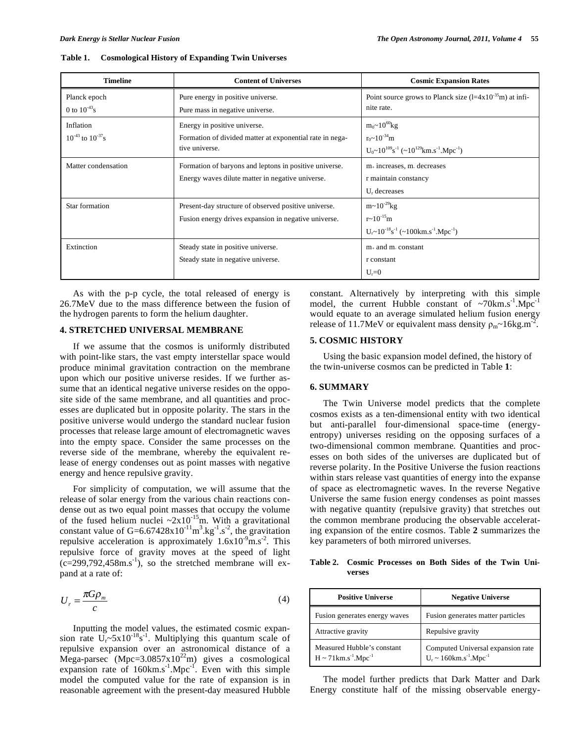**Table 1. Cosmological History of Expanding Twin Universes**

| Timeline | Content of Universes | Cosmic Expansion Rates |
|---|---|---|
| Planck epoch<br>0 to $10^{-43}$s | Pure energy in positive universe.<br>Pure mass in negative universe. | Point source grows to Planck size ($l$=4x$10^{-35}$m) at infinite rate. |
| Inflation<br>$10^{-43}$ to $10^{-37}$s | Energy in positive universe.<br>Formation of divided matter at exponential rate in negative universe. | $m_0$~$10^{60}$kg<br>$r_0$~$10^{-34}$m<br>$U_0$~$10^{109}$s$^{-1}$ (~$10^{129}$km.s$^{-1}$.Mpc$^{-1}$) |
| Matter condensation | Formation of baryons and leptons in positive universe.<br>Energy waves dilute matter in negative universe. | $m_+$ increases, $m_-$ decreases<br>r maintain constancy<br>$U_r$ decreases |
| Star formation | Present-day structure of observed positive universe.<br>Fusion energy drives expansion in negative universe. | m~$10^{-29}$kg<br>r~$10^{-15}$m<br>$U_r$~$10^{-18}$s$^{-1}$ (~100km.s$^{-1}$.Mpc$^{-1}$) |
| Extinction | Steady state in positive universe.<br>Steady state in negative universe. | $m_+$ and $m_-$ constant<br>r constant<br>$U_r$=0 |

As with the p-p cycle, the total released of energy is 26.7MeV due to the mass difference between the fusion of the hydrogen parents to form the helium daughter.

## 4. STRETCHED UNIVERSAL MEMBRANE

If we assume that the cosmos is uniformly distributed with point-like stars, the vast empty interstellar space would produce minimal gravitation contraction on the membrane upon which our positive universe resides. If we further assume that an identical negative universe resides on the opposite side of the same membrane, and all quantities and processes are duplicated but in opposite polarity. The stars in the positive universe would undergo the standard nuclear fusion processes that release large amount of electromagnetic waves into the empty space. Consider the same processes on the reverse side of the membrane, whereby the equivalent release of energy condenses out as point masses with negative energy and hence repulsive gravity.

For simplicity of computation, we will assume that the release of solar energy from the various chain reactions condense out as two equal point masses that occupy the volume of the fused helium nuclei ~2x$10^{-15}$m. With a gravitational constant value of G=6.67428x$10^{-11}$m$^3$.kg$^{-1}$.s$^{-2}$, the gravitation repulsive acceleration is approximately 1.6x$10^{-9}$m.s$^{-2}$. This repulsive force of gravity moves at the speed of light (c=299,792,458m.s$^{-1}$), so the stretched membrane will expand at a rate of:

$$U_r = \frac{\pi G \rho_m}{c} \tag{4}$$

Inputting the model values, the estimated cosmic expansion rate $U_r$~5x$10^{-18}$s$^{-1}$. Multiplying this quantum scale of repulsive expansion over an astronomical distance of a Mega-parsec (Mpc=3.0857x$10^{22}$m) gives a cosmological expansion rate of 160km.s$^{-1}$.Mpc$^{-1}$. Even with this simple model the computed value for the rate of expansion is in reasonable agreement with the present-day measured Hubble constant. Alternatively by interpreting with this simple model, the current Hubble constant of ~70km.s$^{-1}$.Mpc$^{-1}$ would equate to an average simulated helium fusion energy release of 11.7MeV or equivalent mass density $\rho_m$~16kg.m$^{-2}$.

## 5. COSMIC HISTORY

Using the basic expansion model defined, the history of the twin-universe cosmos can be predicted in Table **1**:

## 6. SUMMARY

The Twin Universe model predicts that the complete cosmos exists as a ten-dimensional entity with two identical but anti-parallel four-dimensional space-time (energy-entropy) universes residing on the opposing surfaces of a two-dimensional common membrane. Quantities and processes on both sides of the universes are duplicated but of reverse polarity. In the Positive Universe the fusion reactions within stars release vast quantities of energy into the expanse of space as electromagnetic waves. In the reverse Negative Universe the same fusion energy condenses as point masses with negative quantity (repulsive gravity) that stretches out the common membrane producing the observable accelerating expansion of the entire cosmos. Table **2** summarizes the key parameters of both mirrored universes.

**Table 2. Cosmic Processes on Both Sides of the Twin Universes**

| Positive Universe | Negative Universe |
|---|---|
| Fusion generates energy waves | Fusion generates matter particles |
| Attractive gravity | Repulsive gravity |
| Measured Hubble's constant<br>H ~ 71km.s$^{-1}$.Mpc$^{-1}$ | Computed Universal expansion rate<br>$U_r$ ~ 160km.s$^{-1}$.Mpc$^{-1}$ |

The model further predicts that Dark Matter and Dark Energy constitute half of the missing observable energy-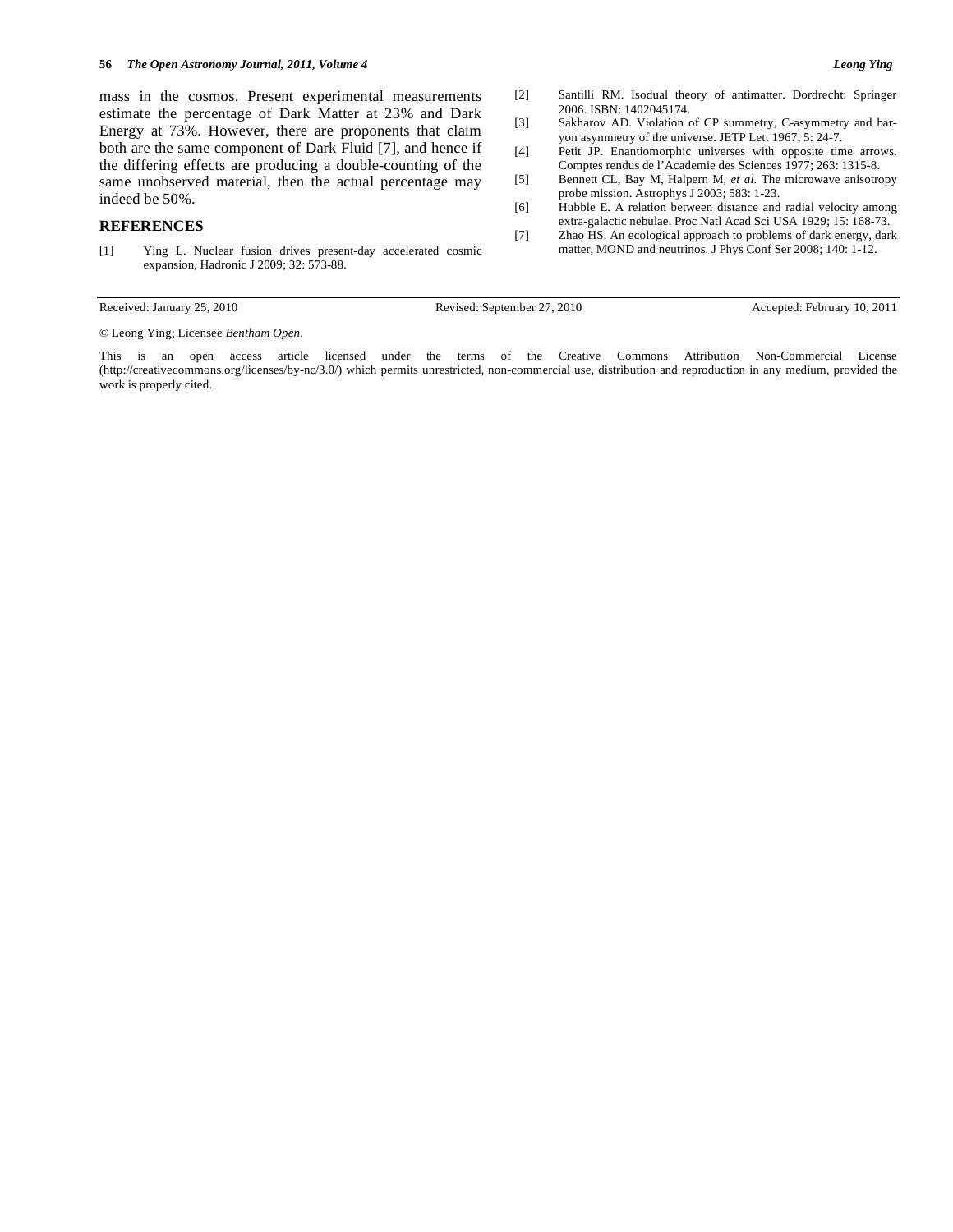mass in the cosmos. Present experimental measurements estimate the percentage of Dark Matter at 23% and Dark Energy at 73%. However, there are proponents that claim both are the same component of Dark Fluid [7], and hence if the differing effects are producing a double-counting of the same unobserved material, then the actual percentage may indeed be 50%.

## REFERENCES

[1] Ying L. Nuclear fusion drives present-day accelerated cosmic expansion, Hadronic J 2009; 32: 573-88.

[2] Santilli RM. Isodual theory of antimatter. Dordrecht: Springer 2006. ISBN: 1402045174.

[3] Sakharov AD. Violation of CP summetry, C-asymmetry and baryon asymmetry of the universe. JETP Lett 1967; 5: 24-7.

[4] Petit JP. Enantiomorphic universes with opposite time arrows. Comptes rendus de l'Academie des Sciences 1977; 263: 1315-8.

[5] Bennett CL, Bay M, Halpern M, *et al.* The microwave anisotropy probe mission. Astrophys J 2003; 583: 1-23.

[6] Hubble E. A relation between distance and radial velocity among extra-galactic nebulae. Proc Natl Acad Sci USA 1929; 15: 168-73.

[7] Zhao HS. An ecological approach to problems of dark energy, dark matter, MOND and neutrinos. J Phys Conf Ser 2008; 140: 1-12.

---

Received: January 25, 2010 Revised: September 27, 2010 Accepted: February 10, 2011

© Leong Ying; Licensee *Bentham Open*.

This is an open access article licensed under the terms of the Creative Commons Attribution Non-Commercial License (http://creativecommons.org/licenses/by-nc/3.0/) which permits unrestricted, non-commercial use, distribution and reproduction in any medium, provided the work is properly cited.